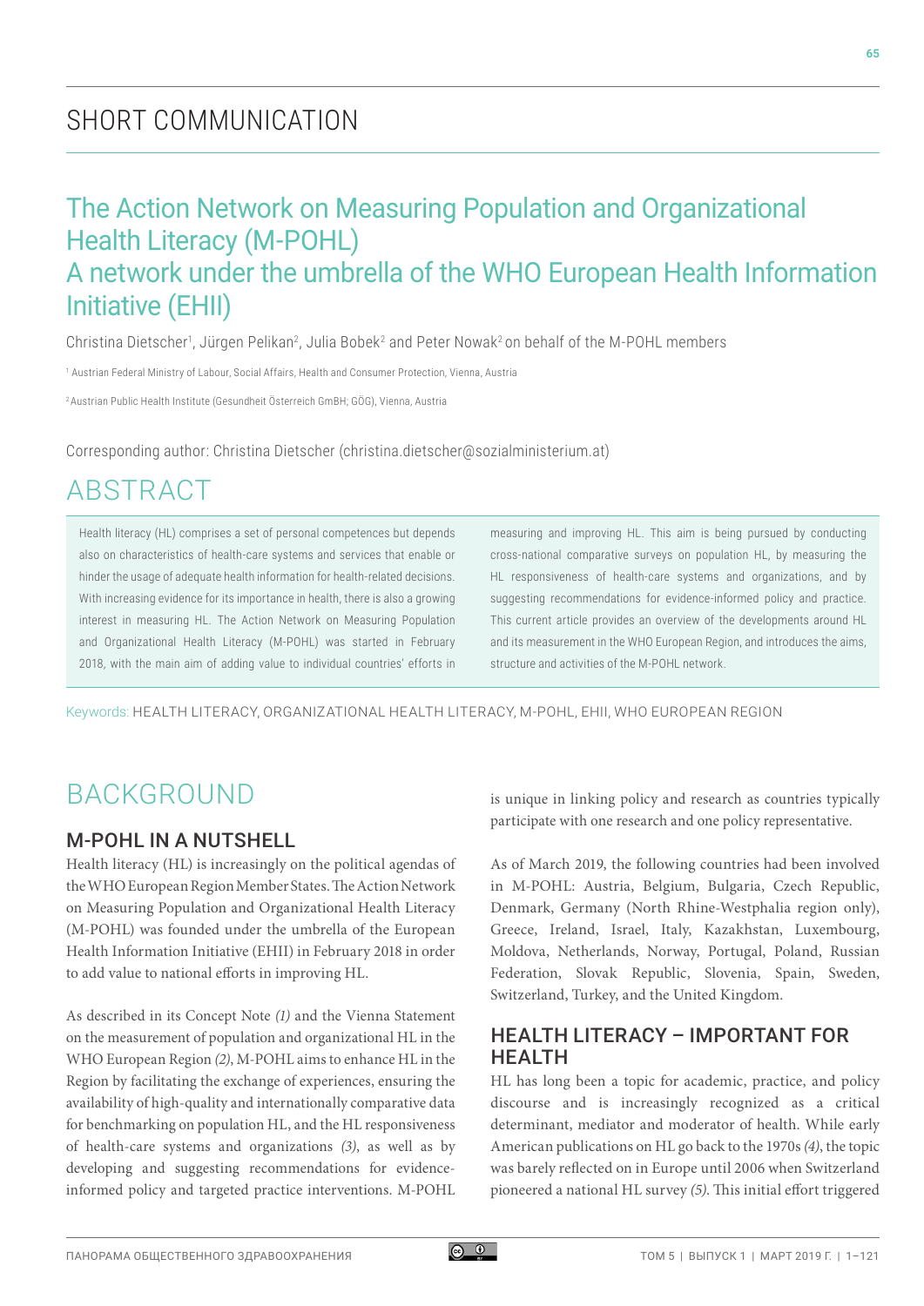# SHORT COMMUNICATION

# The Action Network on Measuring Population and Organizational Health Literacy (M-POHL)
## A network under the umbrella of the WHO European Health Information Initiative (EHII)

Christina Dietscher[1], Jürgen Pelikan[2], Julia Bobek[2] and Peter Nowak[2] on behalf of the M-POHL members

[1] Austrian Federal Ministry of Labour, Social Affairs, Health and Consumer Protection, Vienna, Austria

[2] Austrian Public Health Institute (Gesundheit Österreich GmbH; GÖG), Vienna, Austria

Corresponding author: Christina Dietscher (christina.dietscher@sozialministerium.at)

## ABSTRACT

Health literacy (HL) comprises a set of personal competences but depends also on characteristics of health-care systems and services that enable or hinder the usage of adequate health information for health-related decisions. With increasing evidence for its importance in health, there is also a growing interest in measuring HL. The Action Network on Measuring Population and Organizational Health Literacy (M-POHL) was started in February 2018, with the main aim of adding value to individual countries' efforts in measuring and improving HL. This aim is being pursued by conducting cross-national comparative surveys on population HL, by measuring the HL responsiveness of health-care systems and organizations, and by suggesting recommendations for evidence-informed policy and practice. This current article provides an overview of the developments around HL and its measurement in the WHO European Region, and introduces the aims, structure and activities of the M-POHL network.

Keywords: HEALTH LITERACY, ORGANIZATIONAL HEALTH LITERACY, M-POHL, EHII, WHO EUROPEAN REGION

## BACKGROUND

### M-POHL IN A NUTSHELL

Health literacy (HL) is increasingly on the political agendas of the WHO European Region Member States. The Action Network on Measuring Population and Organizational Health Literacy (M-POHL) was founded under the umbrella of the European Health Information Initiative (EHII) in February 2018 in order to add value to national efforts in improving HL.

As described in its Concept Note *(1)* and the Vienna Statement on the measurement of population and organizational HL in the WHO European Region *(2)*, M-POHL aims to enhance HL in the Region by facilitating the exchange of experiences, ensuring the availability of high-quality and internationally comparative data for benchmarking on population HL, and the HL responsiveness of health-care systems and organizations *(3)*, as well as by developing and suggesting recommendations for evidence-informed policy and targeted practice interventions. M-POHL is unique in linking policy and research as countries typically participate with one research and one policy representative.

As of March 2019, the following countries had been involved in M-POHL: Austria, Belgium, Bulgaria, Czech Republic, Denmark, Germany (North Rhine-Westphalia region only), Greece, Ireland, Israel, Italy, Kazakhstan, Luxembourg, Moldova, Netherlands, Norway, Portugal, Poland, Russian Federation, Slovak Republic, Slovenia, Spain, Sweden, Switzerland, Turkey, and the United Kingdom.

### HEALTH LITERACY – IMPORTANT FOR HEALTH

HL has long been a topic for academic, practice, and policy discourse and is increasingly recognized as a critical determinant, mediator and moderator of health. While early American publications on HL go back to the 1970s *(4)*, the topic was barely reflected on in Europe until 2006 when Switzerland pioneered a national HL survey *(5)*. This initial effort triggered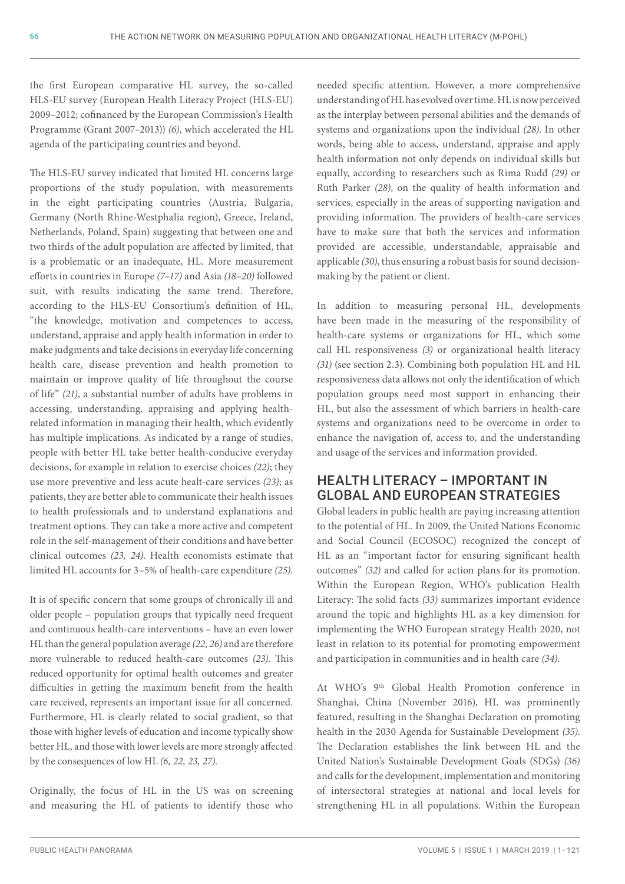the first European comparative HL survey, the so-called HLS-EU survey (European Health Literacy Project (HLS-EU) 2009–2012; cofinanced by the European Commission's Health Programme (Grant 2007–2013)) *(6)*, which accelerated the HL agenda of the participating countries and beyond.

The HLS-EU survey indicated that limited HL concerns large proportions of the study population, with measurements in the eight participating countries (Austria, Bulgaria, Germany (North Rhine-Westphalia region), Greece, Ireland, Netherlands, Poland, Spain) suggesting that between one and two thirds of the adult population are affected by limited, that is a problematic or an inadequate, HL. More measurement efforts in countries in Europe *(7–17)* and Asia *(18–20)* followed suit, with results indicating the same trend. Therefore, according to the HLS-EU Consortium's definition of HL, "the knowledge, motivation and competences to access, understand, appraise and apply health information in order to make judgments and take decisions in everyday life concerning health care, disease prevention and health promotion to maintain or improve quality of life throughout the course of life" *(21)*, a substantial number of adults have problems in accessing, understanding, appraising and applying health-related information in managing their health, which evidently has multiple implications. As indicated by a range of studies, people with better HL take better health-conducive everyday decisions, for example in relation to exercise choices *(22)*; they use more preventive and less acute healt-care services *(23)*; as patients, they are better able to communicate their health issues to health professionals and to understand explanations and treatment options. They can take a more active and competent role in the self-management of their conditions and have better clinical outcomes *(23, 24)*. Health economists estimate that limited HL accounts for 3–5% of health-care expenditure *(25)*.

It is of specific concern that some groups of chronically ill and older people – population groups that typically need frequent and continuous health-care interventions – have an even lower HL than the general population average *(22, 26)* and are therefore more vulnerable to reduced health-care outcomes *(23)*. This reduced opportunity for optimal health outcomes and greater difficulties in getting the maximum benefit from the health care received, represents an important issue for all concerned. Furthermore, HL is clearly related to social gradient, so that those with higher levels of education and income typically show better HL, and those with lower levels are more strongly affected by the consequences of low HL *(6, 22, 23, 27)*.

Originally, the focus of HL in the US was on screening and measuring the HL of patients to identify those who needed specific attention. However, a more comprehensive understanding of HL has evolved over time. HL is now perceived as the interplay between personal abilities and the demands of systems and organizations upon the individual *(28)*. In other words, being able to access, understand, appraise and apply health information not only depends on individual skills but equally, according to researchers such as Rima Rudd *(29)* or Ruth Parker *(28)*, on the quality of health information and services, especially in the areas of supporting navigation and providing information. The providers of health-care services have to make sure that both the services and information provided are accessible, understandable, appraisable and applicable *(30)*, thus ensuring a robust basis for sound decision-making by the patient or client.

In addition to measuring personal HL, developments have been made in the measuring of the responsibility of health-care systems or organizations for HL, which some call HL responsiveness *(3)* or organizational health literacy *(31)* (see section 2.3). Combining both population HL and HL responsiveness data allows not only the identification of which population groups need most support in enhancing their HL, but also the assessment of which barriers in health-care systems and organizations need to be overcome in order to enhance the navigation of, access to, and the understanding and usage of the services and information provided.

## HEALTH LITERACY – IMPORTANT IN GLOBAL AND EUROPEAN STRATEGIES

Global leaders in public health are paying increasing attention to the potential of HL. In 2009, the United Nations Economic and Social Council (ECOSOC) recognized the concept of HL as an "important factor for ensuring significant health outcomes" *(32)* and called for action plans for its promotion. Within the European Region, WHO's publication Health Literacy: The solid facts *(33)* summarizes important evidence around the topic and highlights HL as a key dimension for implementing the WHO European strategy Health 2020, not least in relation to its potential for promoting empowerment and participation in communities and in health care *(34)*.

At WHO's 9th Global Health Promotion conference in Shanghai, China (November 2016), HL was prominently featured, resulting in the Shanghai Declaration on promoting health in the 2030 Agenda for Sustainable Development *(35)*. The Declaration establishes the link between HL and the United Nation's Sustainable Development Goals (SDGs) *(36)* and calls for the development, implementation and monitoring of intersectoral strategies at national and local levels for strengthening HL in all populations. Within the European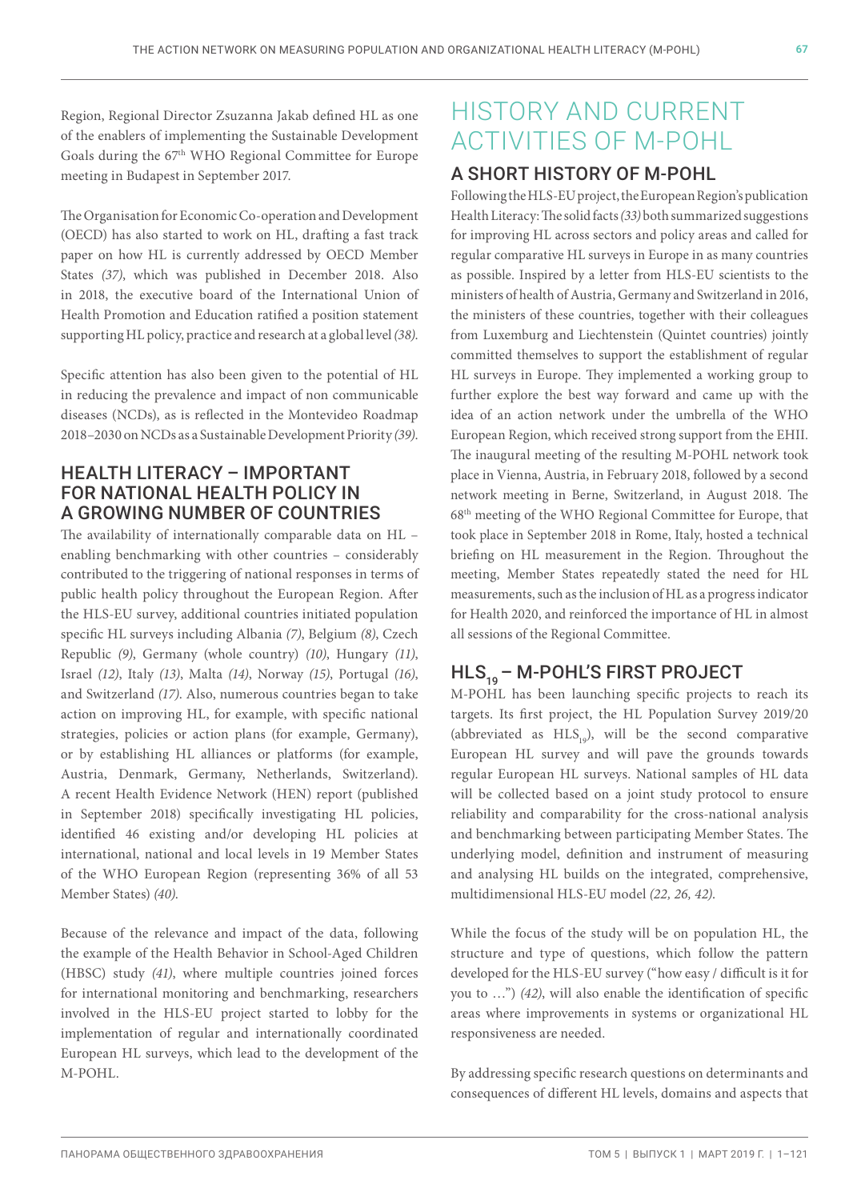Region, Regional Director Zsuzanna Jakab defined HL as one of the enablers of implementing the Sustainable Development Goals during the 67th WHO Regional Committee for Europe meeting in Budapest in September 2017.

The Organisation for Economic Co-operation and Development (OECD) has also started to work on HL, drafting a fast track paper on how HL is currently addressed by OECD Member States *(37)*, which was published in December 2018. Also in 2018, the executive board of the International Union of Health Promotion and Education ratified a position statement supporting HL policy, practice and research at a global level *(38)*.

Specific attention has also been given to the potential of HL in reducing the prevalence and impact of non communicable diseases (NCDs), as is reflected in the Montevideo Roadmap 2018–2030 on NCDs as a Sustainable Development Priority *(39)*.

### HEALTH LITERACY – IMPORTANT FOR NATIONAL HEALTH POLICY IN A GROWING NUMBER OF COUNTRIES

The availability of internationally comparable data on HL – enabling benchmarking with other countries – considerably contributed to the triggering of national responses in terms of public health policy throughout the European Region. After the HLS-EU survey, additional countries initiated population specific HL surveys including Albania *(7)*, Belgium *(8)*, Czech Republic *(9)*, Germany (whole country) *(10)*, Hungary *(11)*, Israel *(12)*, Italy *(13)*, Malta *(14)*, Norway *(15)*, Portugal *(16)*, and Switzerland *(17)*. Also, numerous countries began to take action on improving HL, for example, with specific national strategies, policies or action plans (for example, Germany), or by establishing HL alliances or platforms (for example, Austria, Denmark, Germany, Netherlands, Switzerland). A recent Health Evidence Network (HEN) report (published in September 2018) specifically investigating HL policies, identified 46 existing and/or developing HL policies at international, national and local levels in 19 Member States of the WHO European Region (representing 36% of all 53 Member States) *(40)*.

Because of the relevance and impact of the data, following the example of the Health Behavior in School-Aged Children (HBSC) study *(41)*, where multiple countries joined forces for international monitoring and benchmarking, researchers involved in the HLS-EU project started to lobby for the implementation of regular and internationally coordinated European HL surveys, which lead to the development of the M-POHL.

## HISTORY AND CURRENT ACTIVITIES OF M-POHL

### A SHORT HISTORY OF M-POHL

Following the HLS-EU project, the European Region's publication Health Literacy: The solid facts *(33)* both summarized suggestions for improving HL across sectors and policy areas and called for regular comparative HL surveys in Europe in as many countries as possible. Inspired by a letter from HLS-EU scientists to the ministers of health of Austria, Germany and Switzerland in 2016, the ministers of these countries, together with their colleagues from Luxemburg and Liechtenstein (Quintet countries) jointly committed themselves to support the establishment of regular HL surveys in Europe. They implemented a working group to further explore the best way forward and came up with the idea of an action network under the umbrella of the WHO European Region, which received strong support from the EHII. The inaugural meeting of the resulting M-POHL network took place in Vienna, Austria, in February 2018, followed by a second network meeting in Berne, Switzerland, in August 2018. The 68th meeting of the WHO Regional Committee for Europe, that took place in September 2018 in Rome, Italy, hosted a technical briefing on HL measurement in the Region. Throughout the meeting, Member States repeatedly stated the need for HL measurements, such as the inclusion of HL as a progress indicator for Health 2020, and reinforced the importance of HL in almost all sessions of the Regional Committee.

### $HLS_{19}$ – M-POHL'S FIRST PROJECT

M-POHL has been launching specific projects to reach its targets. Its first project, the HL Population Survey 2019/20 (abbreviated as $HLS_{19}$), will be the second comparative European HL survey and will pave the grounds towards regular European HL surveys. National samples of HL data will be collected based on a joint study protocol to ensure reliability and comparability for the cross-national analysis and benchmarking between participating Member States. The underlying model, definition and instrument of measuring and analysing HL builds on the integrated, comprehensive, multidimensional HLS-EU model *(22, 26, 42)*.

While the focus of the study will be on population HL, the structure and type of questions, which follow the pattern developed for the HLS-EU survey ("how easy / difficult is it for you to …") *(42)*, will also enable the identification of specific areas where improvements in systems or organizational HL responsiveness are needed.

By addressing specific research questions on determinants and consequences of different HL levels, domains and aspects that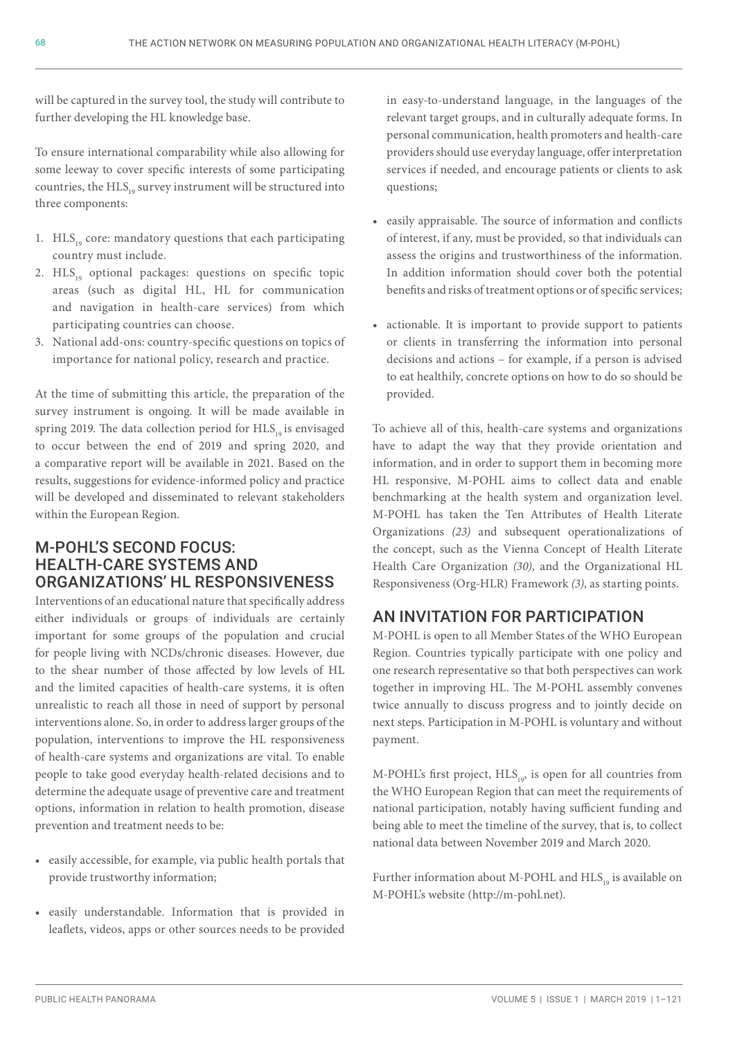will be captured in the survey tool, the study will contribute to further developing the HL knowledge base.

To ensure international comparability while also allowing for some leeway to cover specific interests of some participating countries, the $HLS_{19}$ survey instrument will be structured into three components:

1. $HLS_{19}$ core: mandatory questions that each participating country must include.
2. $HLS_{19}$ optional packages: questions on specific topic areas (such as digital HL, HL for communication and navigation in health-care services) from which participating countries can choose.
3. National add-ons: country-specific questions on topics of importance for national policy, research and practice.

At the time of submitting this article, the preparation of the survey instrument is ongoing. It will be made available in spring 2019. The data collection period for $HLS_{19}$ is envisaged to occur between the end of 2019 and spring 2020, and a comparative report will be available in 2021. Based on the results, suggestions for evidence-informed policy and practice will be developed and disseminated to relevant stakeholders within the European Region.

## M-POHL'S SECOND FOCUS: HEALTH-CARE SYSTEMS AND ORGANIZATIONS' HL RESPONSIVENESS

Interventions of an educational nature that specifically address either individuals or groups of individuals are certainly important for some groups of the population and crucial for people living with NCDs/chronic diseases. However, due to the shear number of those affected by low levels of HL and the limited capacities of health-care systems, it is often unrealistic to reach all those in need of support by personal interventions alone. So, in order to address larger groups of the population, interventions to improve the HL responsiveness of health-care systems and organizations are vital. To enable people to take good everyday health-related decisions and to determine the adequate usage of preventive care and treatment options, information in relation to health promotion, disease prevention and treatment needs to be:

- easily accessible, for example, via public health portals that provide trustworthy information;
- easily understandable. Information that is provided in leaflets, videos, apps or other sources needs to be provided in easy-to-understand language, in the languages of the relevant target groups, and in culturally adequate forms. In personal communication, health promoters and health-care providers should use everyday language, offer interpretation services if needed, and encourage patients or clients to ask questions;
- easily appraisable. The source of information and conflicts of interest, if any, must be provided, so that individuals can assess the origins and trustworthiness of the information. In addition information should cover both the potential benefits and risks of treatment options or of specific services;
- actionable. It is important to provide support to patients or clients in transferring the information into personal decisions and actions – for example, if a person is advised to eat healthily, concrete options on how to do so should be provided.

To achieve all of this, health-care systems and organizations have to adapt the way that they provide orientation and information, and in order to support them in becoming more HL responsive, M-POHL aims to collect data and enable benchmarking at the health system and organization level. M-POHL has taken the Ten Attributes of Health Literate Organizations *(23)* and subsequent operationalizations of the concept, such as the Vienna Concept of Health Literate Health Care Organization *(30)*, and the Organizational HL Responsiveness (Org-HLR) Framework *(3)*, as starting points.

## AN INVITATION FOR PARTICIPATION

M-POHL is open to all Member States of the WHO European Region. Countries typically participate with one policy and one research representative so that both perspectives can work together in improving HL. The M-POHL assembly convenes twice annually to discuss progress and to jointly decide on next steps. Participation in M-POHL is voluntary and without payment.

M-POHL's first project, $HLS_{19}$, is open for all countries from the WHO European Region that can meet the requirements of national participation, notably having sufficient funding and being able to meet the timeline of the survey, that is, to collect national data between November 2019 and March 2020.

Further information about M-POHL and $HLS_{19}$ is available on M-POHL's website (http://m-pohl.net).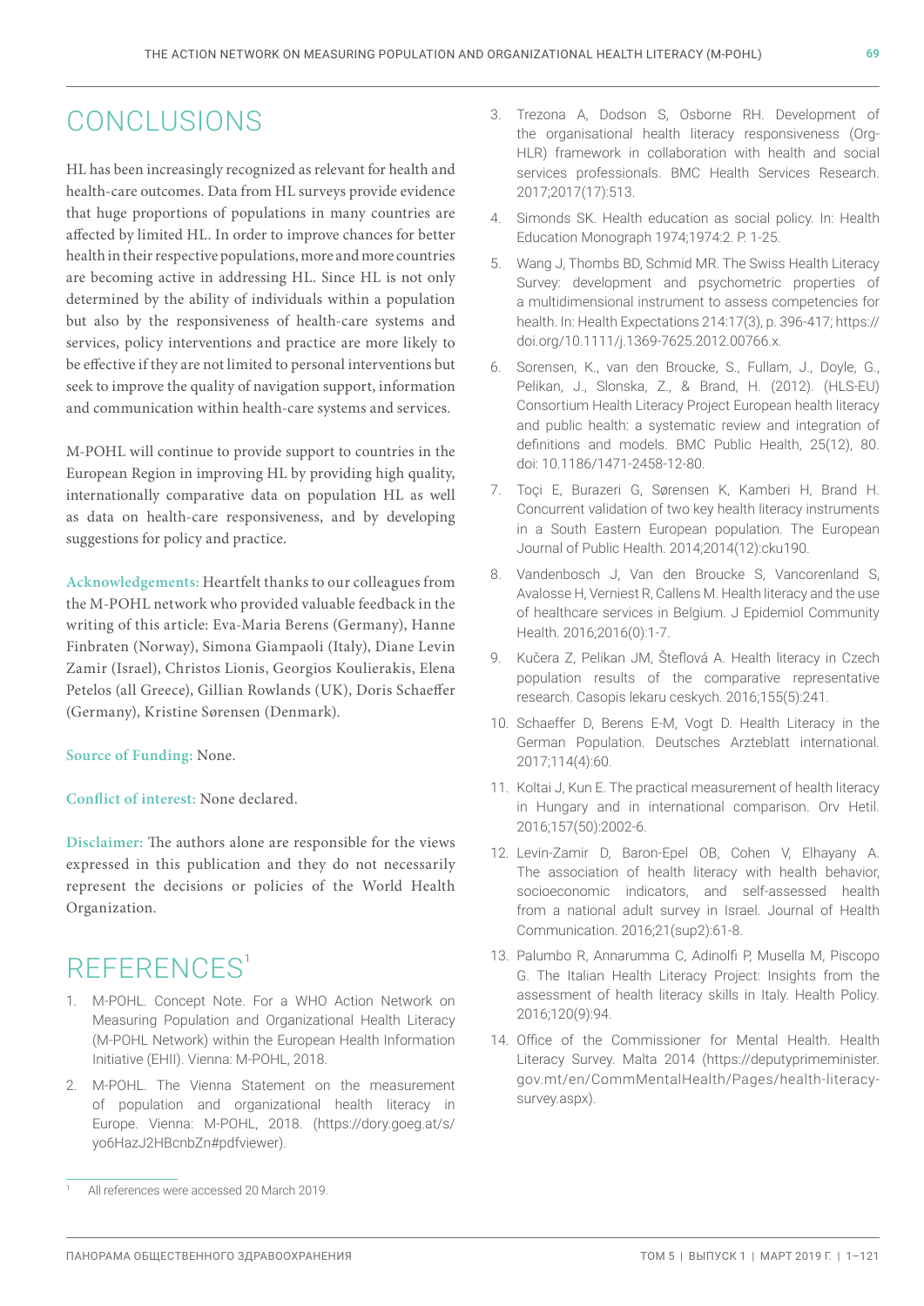## CONCLUSIONS

HL has been increasingly recognized as relevant for health and health-care outcomes. Data from HL surveys provide evidence that huge proportions of populations in many countries are affected by limited HL. In order to improve chances for better health in their respective populations, more and more countries are becoming active in addressing HL. Since HL is not only determined by the ability of individuals within a population but also by the responsiveness of health-care systems and services, policy interventions and practice are more likely to be effective if they are not limited to personal interventions but seek to improve the quality of navigation support, information and communication within health-care systems and services.

M-POHL will continue to provide support to countries in the European Region in improving HL by providing high quality, internationally comparative data on population HL as well as data on health-care responsiveness, and by developing suggestions for policy and practice.

**Acknowledgements:** Heartfelt thanks to our colleagues from the M-POHL network who provided valuable feedback in the writing of this article: Eva-Maria Berens (Germany), Hanne Finbraten (Norway), Simona Giampaoli (Italy), Diane Levin Zamir (Israel), Christos Lionis, Georgios Koulierakis, Elena Petelos (all Greece), Gillian Rowlands (UK), Doris Schaeffer (Germany), Kristine Sørensen (Denmark).

**Source of Funding:** None.

**Conflict of interest:** None declared.

**Disclaimer:** The authors alone are responsible for the views expressed in this publication and they do not necessarily represent the decisions or policies of the World Health Organization.

## REFERENCES[1]

1. M-POHL. Concept Note. For a WHO Action Network on Measuring Population and Organizational Health Literacy (M-POHL Network) within the European Health Information Initiative (EHII). Vienna: M-POHL, 2018.
2. M-POHL. The Vienna Statement on the measurement of population and organizational health literacy in Europe. Vienna: M-POHL, 2018. (https://dory.goeg.at/s/yo6HazJ2HBcnbZn#pdfviewer).
3. Trezona A, Dodson S, Osborne RH. Development of the organisational health literacy responsiveness (Org-HLR) framework in collaboration with health and social services professionals. BMC Health Services Research. 2017;2017(17):513.
4. Simonds SK. Health education as social policy. In: Health Education Monograph 1974;1974:2. P. 1-25.
5. Wang J, Thombs BD, Schmid MR. The Swiss Health Literacy Survey: development and psychometric properties of a multidimensional instrument to assess competencies for health. In: Health Expectations 214:17(3), p. 396-417; https://doi.org/10.1111/j.1369-7625.2012.00766.x.
6. Sorensen, K., van den Broucke, S., Fullam, J., Doyle, G., Pelikan, J., Slonska, Z., & Brand, H. (2012). (HLS-EU) Consortium Health Literacy Project European health literacy and public health: a systematic review and integration of definitions and models. BMC Public Health, 25(12), 80. doi: 10.1186/1471-2458-12-80.
7. Toçi E, Burazeri G, Sørensen K, Kamberi H, Brand H. Concurrent validation of two key health literacy instruments in a South Eastern European population. The European Journal of Public Health. 2014;2014(12):cku190.
8. Vandenbosch J, Van den Broucke S, Vancorenland S, Avalosse H, Verniest R, Callens M. Health literacy and the use of healthcare services in Belgium. J Epidemiol Community Health. 2016;2016(0):1-7.
9. Kučera Z, Pelikan JM, Šteflová A. Health literacy in Czech population results of the comparative representative research. Casopis lekaru ceskych. 2016;155(5):241.
10. Schaeffer D, Berens E-M, Vogt D. Health Literacy in the German Population. Deutsches Arzteblatt international. 2017;114(4):60.
11. Koltai J, Kun E. The practical measurement of health literacy in Hungary and in international comparison. Orv Hetil. 2016;157(50):2002-6.
12. Levin-Zamir D, Baron-Epel OB, Cohen V, Elhayany A. The association of health literacy with health behavior, socioeconomic indicators, and self-assessed health from a national adult survey in Israel. Journal of Health Communication. 2016;21(sup2):61-8.
13. Palumbo R, Annarumma C, Adinolfi P, Musella M, Piscopo G. The Italian Health Literacy Project: Insights from the assessment of health literacy skills in Italy. Health Policy. 2016;120(9):94.
14. Office of the Commissioner for Mental Health. Health Literacy Survey. Malta 2014 (https://deputyprimeminister.gov.mt/en/CommMentalHealth/Pages/health-literacy-survey.aspx).

[1] All references were accessed 20 March 2019.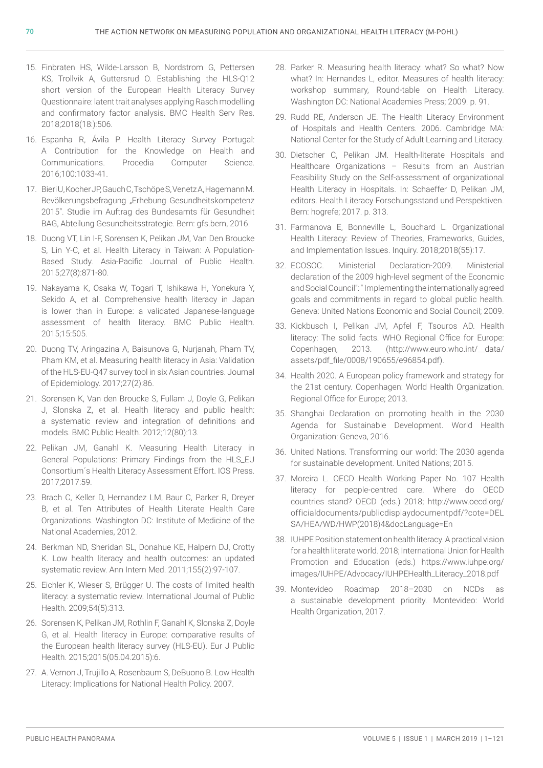15. Finbraten HS, Wilde-Larsson B, Nordstrom G, Pettersen KS, Trollvik A, Guttersrud O. Establishing the HLS-Q12 short version of the European Health Literacy Survey Questionnaire: latent trait analyses applying Rasch modelling and confirmatory factor analysis. BMC Health Serv Res. 2018;2018(18:):506.
16. Espanha R, Ávila P. Health Literacy Survey Portugal: A Contribution for the Knowledge on Health and Communications. Procedia Computer Science. 2016;100:1033-41.
17. Bieri U, Kocher JP, Gauch C, Tschöpe S, Venetz A, Hagemann M. Bevölkerungsbefragung „Erhebung Gesundheitskompetenz 2015". Studie im Auftrag des Bundesamts für Gesundheit BAG, Abteilung Gesundheitsstrategie. Bern: gfs.bern, 2016.
18. Duong VT, Lin I-F, Sorensen K, Pelikan JM, Van Den Broucke S, Lin Y-C, et al. Health Literacy in Taiwan: A Population-Based Study. Asia-Pacific Journal of Public Health. 2015;27(8):871-80.
19. Nakayama K, Osaka W, Togari T, Ishikawa H, Yonekura Y, Sekido A, et al. Comprehensive health literacy in Japan is lower than in Europe: a validated Japanese-language assessment of health literacy. BMC Public Health. 2015;15:505.
20. Duong TV, Aringazina A, Baisunova G, Nurjanah, Pham TV, Pham KM, et al. Measuring health literacy in Asia: Validation of the HLS-EU-Q47 survey tool in six Asian countries. Journal of Epidemiology. 2017;27(2):86.
21. Sorensen K, Van den Broucke S, Fullam J, Doyle G, Pelikan J, Slonska Z, et al. Health literacy and public health: a systematic review and integration of definitions and models. BMC Public Health. 2012;12(80):13.
22. Pelikan JM, Ganahl K. Measuring Health Literacy in General Populations: Primary Findings from the HLS_EU Consortium´s Health Literacy Assessment Effort. IOS Press. 2017;2017:59.
23. Brach C, Keller D, Hernandez LM, Baur C, Parker R, Dreyer B, et al. Ten Attributes of Health Literate Health Care Organizations. Washington DC: Institute of Medicine of the National Academies, 2012.
24. Berkman ND, Sheridan SL, Donahue KE, Halpern DJ, Crotty K. Low health literacy and health outcomes: an updated systematic review. Ann Intern Med. 2011;155(2):97-107.
25. Eichler K, Wieser S, Brügger U. The costs of limited health literacy: a systematic review. International Journal of Public Health. 2009;54(5):313.
26. Sorensen K, Pelikan JM, Rothlin F, Ganahl K, Slonska Z, Doyle G, et al. Health literacy in Europe: comparative results of the European health literacy survey (HLS-EU). Eur J Public Health. 2015;2015(05.04.2015):6.
27. A. Vernon J, Trujillo A, Rosenbaum S, DeBuono B. Low Health Literacy: Implications for National Health Policy. 2007.
28. Parker R. Measuring health literacy: what? So what? Now what? In: Hernandes L, editor. Measures of health literacy: workshop summary, Round-table on Health Literacy. Washington DC: National Academies Press; 2009. p. 91.
29. Rudd RE, Anderson JE. The Health Literacy Environment of Hospitals and Health Centers. 2006. Cambridge MA: National Center for the Study of Adult Learning and Literacy.
30. Dietscher C, Pelikan JM. Health-literate Hospitals and Healthcare Organizations – Results from an Austrian Feasibility Study on the Self-assessment of organizational Health Literacy in Hospitals. In: Schaeffer D, Pelikan JM, editors. Health Literacy Forschungsstand und Perspektiven. Bern: hogrefe; 2017. p. 313.
31. Farmanova E, Bonneville L, Bouchard L. Organizational Health Literacy: Review of Theories, Frameworks, Guides, and Implementation Issues. Inquiry. 2018;2018(55):17.
32. ECOSOC. Ministerial Declaration-2009. Ministerial declaration of the 2009 high-level segment of the Economic and Social Council": " Implementing the internationally agreed goals and commitments in regard to global public health. Geneva: United Nations Economic and Social Council; 2009.
33. Kickbusch I, Pelikan JM, Apfel F, Tsouros AD. Health literacy: The solid facts. WHO Regional Office for Europe: Copenhagen, 2013. (http://www.euro.who.int/__data/assets/pdf_file/0008/190655/e96854.pdf).
34. Health 2020. A European policy framework and strategy for the 21st century. Copenhagen: World Health Organization. Regional Office for Europe; 2013.
35. Shanghai Declaration on promoting health in the 2030 Agenda for Sustainable Development. World Health Organization: Geneva, 2016.
36. United Nations. Transforming our world: The 2030 agenda for sustainable development. United Nations; 2015.
37. Moreira L. OECD Health Working Paper No. 107 Health literacy for people-centred care. Where do OECD countries stand? OECD (eds.) 2018; http://www.oecd.org/officialdocuments/publicdisplaydocumentpdf/?cote=DELSA/HEA/WD/HWP(2018)4&docLanguage=En
38. IUHPE Position statement on health literacy. A practical vision for a health literate world. 2018; International Union for Health Promotion and Education (eds.) https://www.iuhpe.org/images/IUHPE/Advocacy/IUHPEHealth_Literacy_2018.pdf
39. Montevideo Roadmap 2018–2030 on NCDs as a sustainable development priority. Montevideo: World Health Organization, 2017.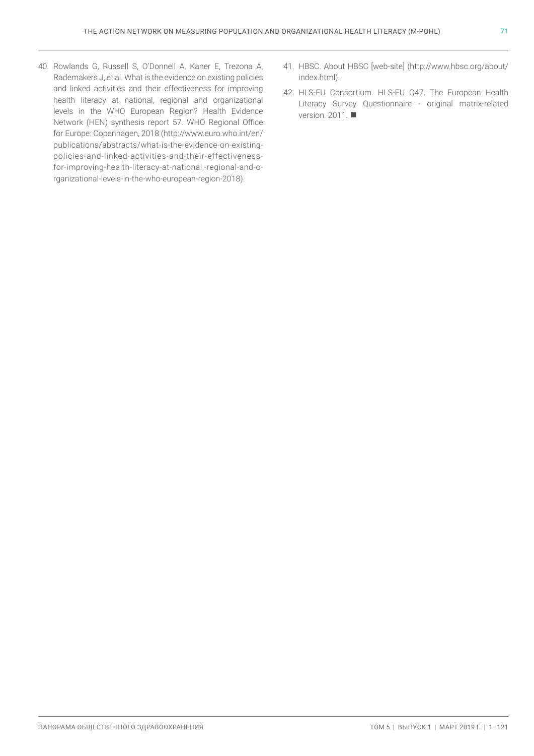40. Rowlands G, Russell S, O'Donnell A, Kaner E, Trezona A, Rademakers J, et al. What is the evidence on existing policies and linked activities and their effectiveness for improving health literacy at national, regional and organizational levels in the WHO European Region? Health Evidence Network (HEN) synthesis report 57. WHO Regional Office for Europe: Copenhagen, 2018 (http://www.euro.who.int/en/publications/abstracts/what-is-the-evidence-on-existing-policies-and-linked-activities-and-their-effectiveness-for-improving-health-literacy-at-national,-regional-and-organizational-levels-in-the-who-european-region-2018).
41. HBSC. About HBSC [web-site] (http://www.hbsc.org/about/index.html).
42. HLS-EU Consortium. HLS-EU Q47. The European Health Literacy Survey Questionnaire - original matrix-related version. 2011. ■